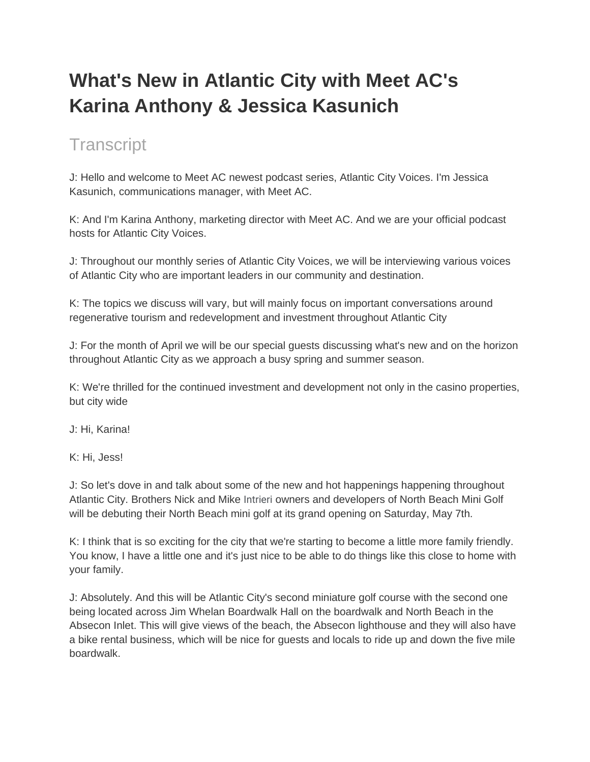# What's New in Atlantic City with Meet AC's Karina Anthony & Jessica Kasunich

## Transcript

J: Hello and welcome to Meet AC newest podcast series, Atlantic City Voices. I'm Jessica Kasunich, communications manager, with Meet AC.

K: And I'm Karina Anthony, marketing director with Meet AC. And we are your official podcast hosts for Atlantic City Voices.

J: Throughout our monthly series of Atlantic City Voices, we will be interviewing various voices of Atlantic City who are important leaders in our community and destination.

K: The topics we discuss will vary, but will mainly focus on important conversations around regenerative tourism and redevelopment and investment throughout Atlantic City

J: For the month of April we will be our special guests discussing what's new and on the horizon throughout Atlantic City as we approach a busy spring and summer season.

K: We're thrilled for the continued investment and development not only in the casino properties, but city wide

J: Hi, Karina!

K: Hi, Jess!

J: So let's dove in and talk about some of the new and hot happenings happening throughout Atlantic City. Brothers Nick and Mike Intrieri owners and developers of North Beach Mini Golf will be debuting their North Beach mini golf at its grand opening on Saturday, May 7th.

K: I think that is so exciting for the city that we're starting to become a little more family friendly. You know, I have a little one and it's just nice to be able to do things like this close to home with your family.

J: Absolutely. And this will be Atlantic City's second miniature golf course with the second one being located across Jim Whelan Boardwalk Hall on the boardwalk and North Beach in the Absecon Inlet. This will give views of the beach, the Absecon lighthouse and they will also have a bike rental business, which will be nice for guests and locals to ride up and down the five mile boardwalk.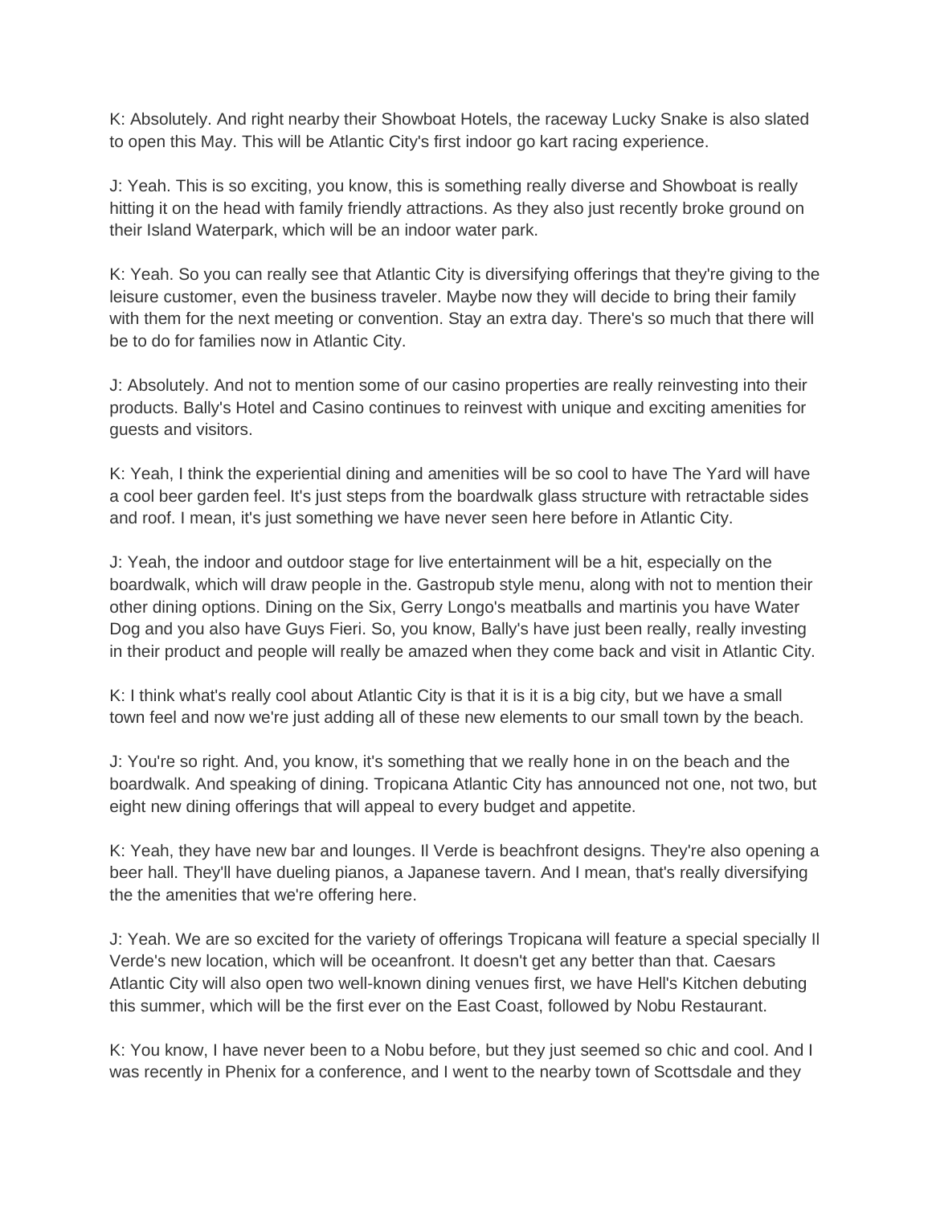K: Absolutely. And right nearby their Showboat Hotels, the raceway Lucky Snake is also slated to open this May. This will be Atlantic City's first indoor go kart racing experience.

J: Yeah. This is so exciting, you know, this is something really diverse and Showboat is really hitting it on the head with family friendly attractions. As they also just recently broke ground on their Island Waterpark, which will be an indoor water park.

K: Yeah. So you can really see that Atlantic City is diversifying offerings that they're giving to the leisure customer, even the business traveler. Maybe now they will decide to bring their family with them for the next meeting or convention. Stay an extra day. There's so much that there will be to do for families now in Atlantic City.

J: Absolutely. And not to mention some of our casino properties are really reinvesting into their products. Bally's Hotel and Casino continues to reinvest with unique and exciting amenities for guests and visitors.

K: Yeah, I think the experiential dining and amenities will be so cool to have The Yard will have a cool beer garden feel. It's just steps from the boardwalk glass structure with retractable sides and roof. I mean, it's just something we have never seen here before in Atlantic City.

J: Yeah, the indoor and outdoor stage for live entertainment will be a hit, especially on the boardwalk, which will draw people in the. Gastropub style menu, along with not to mention their other dining options. Dining on the Six, Gerry Longo's meatballs and martinis you have Water Dog and you also have Guys Fieri. So, you know, Bally's have just been really, really investing in their product and people will really be amazed when they come back and visit in Atlantic City.

K: I think what's really cool about Atlantic City is that it is it is it is a big city, but we have a small town feel and now we're just adding all of these new elements to our small town by the beach.

J: You're so right. And, you know, it's something that we really hone in on the beach and the boardwalk. And speaking of dining. Tropicana Atlantic City has announced not one, not two, but eight new dining offerings that will appeal to every budget and appetite.

K: Yeah, they have new bar and lounges. Il Verde is beachfront designs. They're also opening a beer hall. They'll have dueling pianos, a Japanese tavern. And I mean, that's really diversifying the the amenities that we're offering here.

J: Yeah. We are so excited for the variety of offerings Tropicana will feature a special specially Il Verde's new location, which will be oceanfront. It doesn't get any better than that. Caesars Atlantic City will also open two well-known dining venues first, we have Hell's Kitchen debuting this summer, which will be the first ever on the East Coast, followed by Nobu Restaurant.

K: You know, I have never been to a Nobu before, but they just seemed so chic and cool. And I was recently in Phenix for a conference, and I went to the nearby town of Scottsdale and they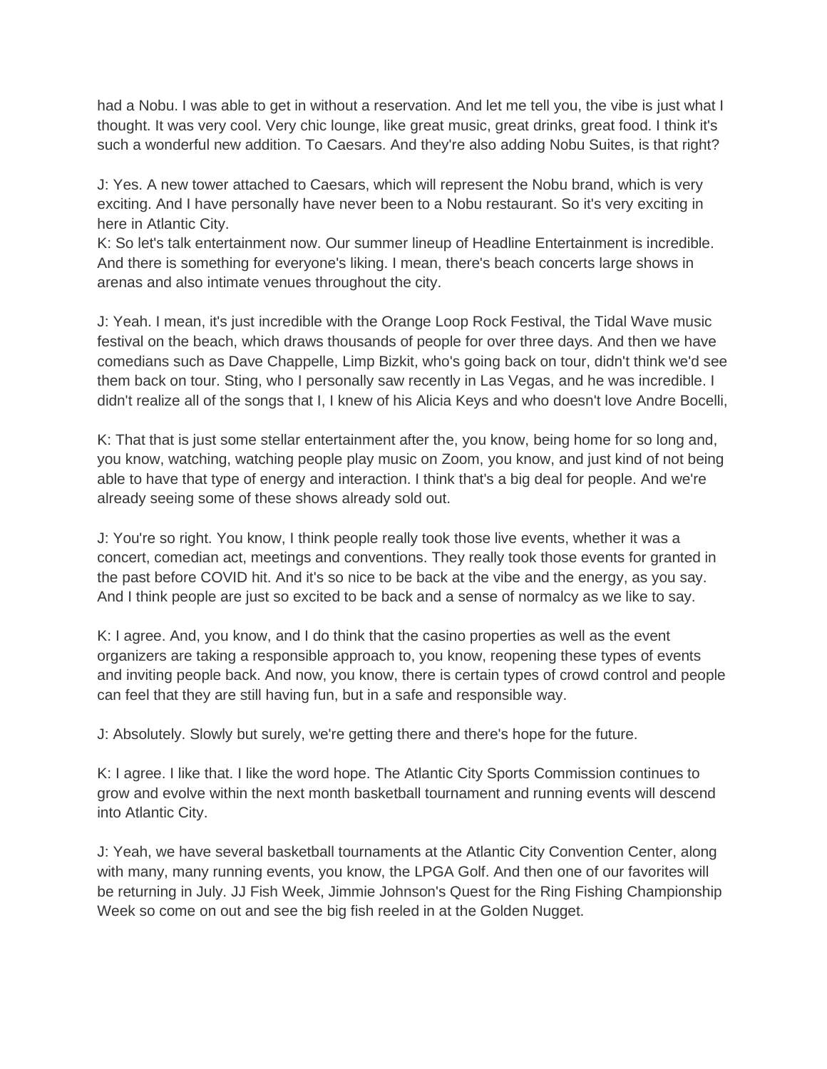had a Nobu. I was able to get in without a reservation. And let me tell you, the vibe is just what I thought. It was very cool. Very chic lounge, like great music, great drinks, great food. I think it's such a wonderful new addition. To Caesars. And they're also adding Nobu Suites, is that right?

J: Yes. A new tower attached to Caesars, which will represent the Nobu brand, which is very exciting. And I have personally have never been to a Nobu restaurant. So it's very exciting in here in Atlantic City.
K: So let's talk entertainment now. Our summer lineup of Headline Entertainment is incredible. And there is something for everyone's liking. I mean, there's beach concerts large shows in arenas and also intimate venues throughout the city.

J: Yeah. I mean, it's just incredible with the Orange Loop Rock Festival, the Tidal Wave music festival on the beach, which draws thousands of people for over three days. And then we have comedians such as Dave Chappelle, Limp Bizkit, who's going back on tour, didn't think we'd see them back on tour. Sting, who I personally saw recently in Las Vegas, and he was incredible. I didn't realize all of the songs that I, I knew of his Alicia Keys and who doesn't love Andre Bocelli,

K: That that is just some stellar entertainment after the, you know, being home for so long and, you know, watching, watching people play music on Zoom, you know, and just kind of not being able to have that type of energy and interaction. I think that's a big deal for people. And we're already seeing some of these shows already sold out.

J: You're so right. You know, I think people really took those live events, whether it was a concert, comedian act, meetings and conventions. They really took those events for granted in the past before COVID hit. And it's so nice to be back at the vibe and the energy, as you say. And I think people are just so excited to be back and a sense of normalcy as we like to say.

K: I agree. And, you know, and I do think that the casino properties as well as the event organizers are taking a responsible approach to, you know, reopening these types of events and inviting people back. And now, you know, there is certain types of crowd control and people can feel that they are still having fun, but in a safe and responsible way.

J: Absolutely. Slowly but surely, we're getting there and there's hope for the future.

K: I agree. I like that. I like the word hope. The Atlantic City Sports Commission continues to grow and evolve within the next month basketball tournament and running events will descend into Atlantic City.

J: Yeah, we have several basketball tournaments at the Atlantic City Convention Center, along with many, many running events, you know, the LPGA Golf. And then one of our favorites will be returning in July. JJ Fish Week, Jimmie Johnson's Quest for the Ring Fishing Championship Week so come on out and see the big fish reeled in at the Golden Nugget.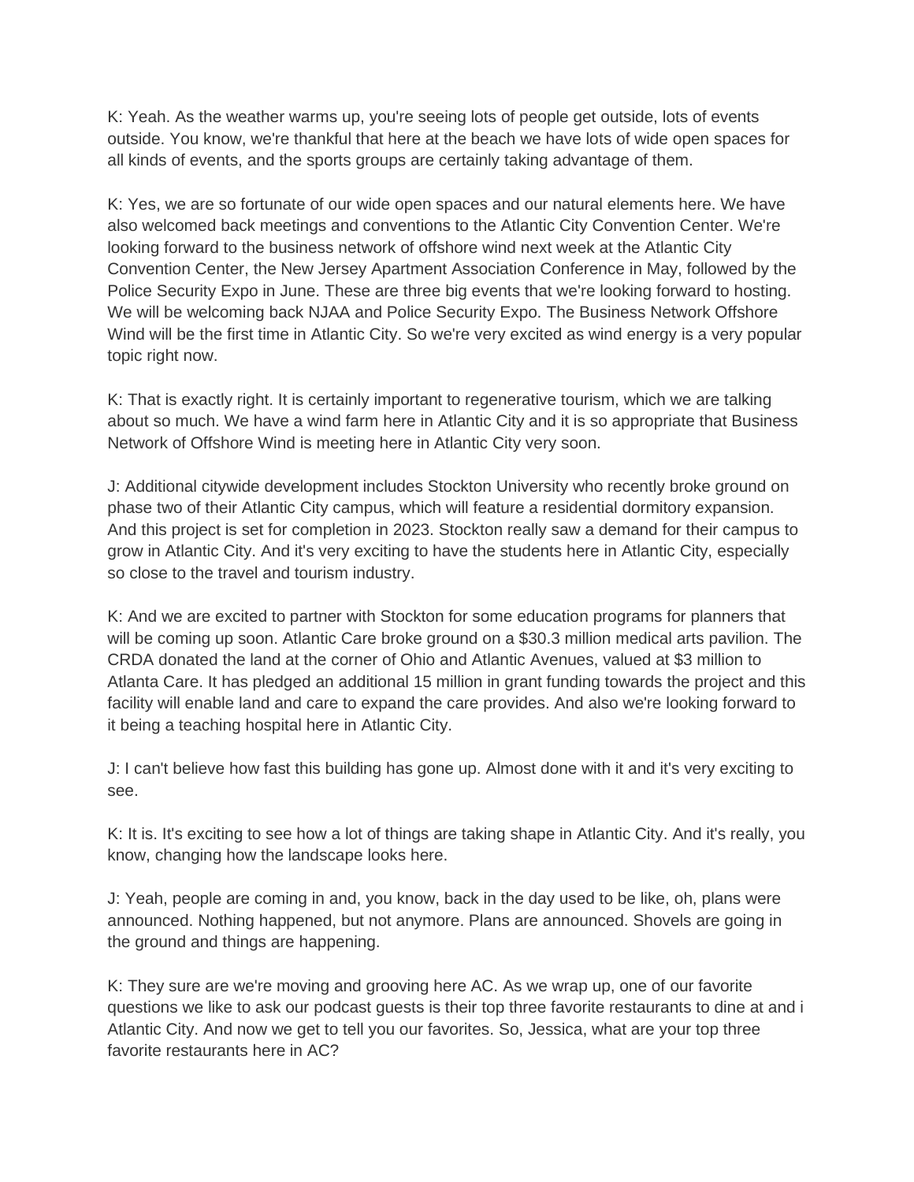K: Yeah. As the weather warms up, you're seeing lots of people get outside, lots of events outside. You know, we're thankful that here at the beach we have lots of wide open spaces for all kinds of events, and the sports groups are certainly taking advantage of them.

K: Yes, we are so fortunate of our wide open spaces and our natural elements here. We have also welcomed back meetings and conventions to the Atlantic City Convention Center. We're looking forward to the business network of offshore wind next week at the Atlantic City Convention Center, the New Jersey Apartment Association Conference in May, followed by the Police Security Expo in June. These are three big events that we're looking forward to hosting. We will be welcoming back NJAA and Police Security Expo. The Business Network Offshore Wind will be the first time in Atlantic City. So we're very excited as wind energy is a very popular topic right now.

K: That is exactly right. It is certainly important to regenerative tourism, which we are talking about so much. We have a wind farm here in Atlantic City and it is so appropriate that Business Network of Offshore Wind is meeting here in Atlantic City very soon.

J: Additional citywide development includes Stockton University who recently broke ground on phase two of their Atlantic City campus, which will feature a residential dormitory expansion. And this project is set for completion in 2023. Stockton really saw a demand for their campus to grow in Atlantic City. And it's very exciting to have the students here in Atlantic City, especially so close to the travel and tourism industry.

K: And we are excited to partner with Stockton for some education programs for planners that will be coming up soon. Atlantic Care broke ground on a $30.3 million medical arts pavilion. The CRDA donated the land at the corner of Ohio and Atlantic Avenues, valued at $3 million to Atlanta Care. It has pledged an additional 15 million in grant funding towards the project and this facility will enable land and care to expand the care provides. And also we're looking forward to it being a teaching hospital here in Atlantic City.

J: I can't believe how fast this building has gone up. Almost done with it and it's very exciting to see.

K: It is. It's exciting to see how a lot of things are taking shape in Atlantic City. And it's really, you know, changing how the landscape looks here.

J: Yeah, people are coming in and, you know, back in the day used to be like, oh, plans were announced. Nothing happened, but not anymore. Plans are announced. Shovels are going in the ground and things are happening.

K: They sure are we're moving and grooving here AC. As we wrap up, one of our favorite questions we like to ask our podcast guests is their top three favorite restaurants to dine at and i Atlantic City. And now we get to tell you our favorites. So, Jessica, what are your top three favorite restaurants here in AC?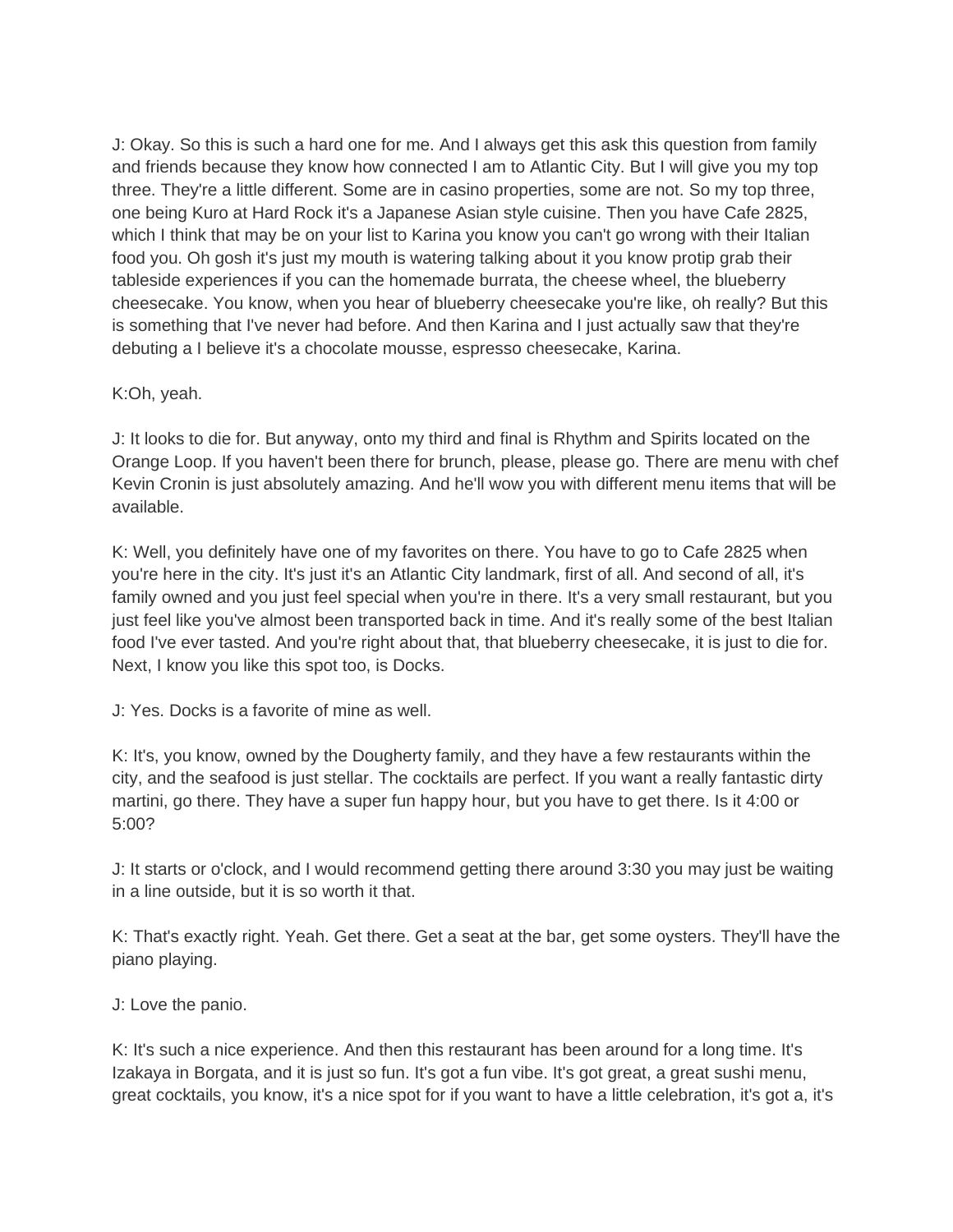J: Okay. So this is such a hard one for me. And I always get this ask this question from family and friends because they know how connected I am to Atlantic City. But I will give you my top three. They're a little different. Some are in casino properties, some are not. So my top three, one being Kuro at Hard Rock it's a Japanese Asian style cuisine. Then you have Cafe 2825, which I think that may be on your list to Karina you know you can't go wrong with their Italian food you. Oh gosh it's just my mouth is watering talking about it you know protip grab their tableside experiences if you can the homemade burrata, the cheese wheel, the blueberry cheesecake. You know, when you hear of blueberry cheesecake you're like, oh really? But this is something that I've never had before. And then Karina and I just actually saw that they're debuting a I believe it's a chocolate mousse, espresso cheesecake, Karina.

K:Oh, yeah.

J: It looks to die for. But anyway, onto my third and final is Rhythm and Spirits located on the Orange Loop. If you haven't been there for brunch, please, please go. There are menu with chef Kevin Cronin is just absolutely amazing. And he'll wow you with different menu items that will be available.

K: Well, you definitely have one of my favorites on there. You have to go to Cafe 2825 when you're here in the city. It's just it's an Atlantic City landmark, first of all. And second of all, it's family owned and you just feel special when you're in there. It's a very small restaurant, but you just feel like you've almost been transported back in time. And it's really some of the best Italian food I've ever tasted. And you're right about that, that blueberry cheesecake, it is just to die for. Next, I know you like this spot too, is Docks.

J: Yes. Docks is a favorite of mine as well.

K: It's, you know, owned by the Dougherty family, and they have a few restaurants within the city, and the seafood is just stellar. The cocktails are perfect. If you want a really fantastic dirty martini, go there. They have a super fun happy hour, but you have to get there. Is it 4:00 or 5:00?

J: It starts or o'clock, and I would recommend getting there around 3:30 you may just be waiting in a line outside, but it is so worth it that.

K: That's exactly right. Yeah. Get there. Get a seat at the bar, get some oysters. They'll have the piano playing.

J: Love the panio.

K: It's such a nice experience. And then this restaurant has been around for a long time. It's Izakaya in Borgata, and it is just so fun. It's got a fun vibe. It's got great, a great sushi menu, great cocktails, you know, it's a nice spot for if you want to have a little celebration, it's got a, it's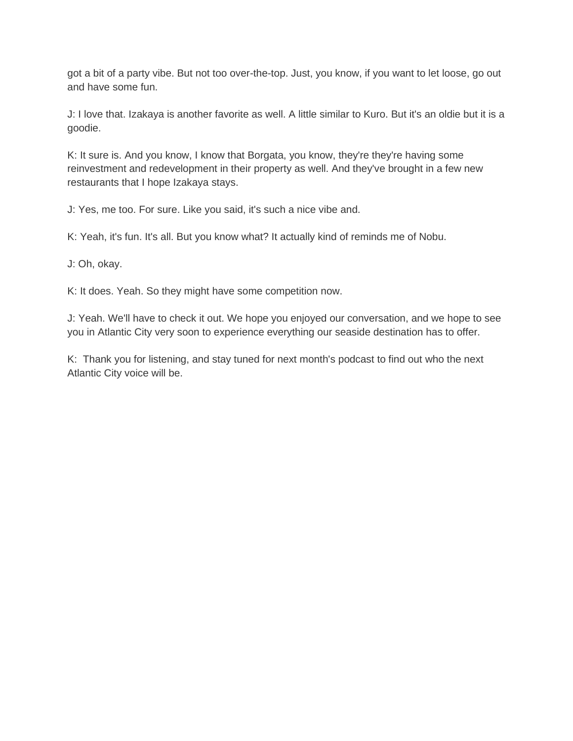got a bit of a party vibe. But not too over-the-top. Just, you know, if you want to let loose, go out and have some fun.

J: I love that. Izakaya is another favorite as well. A little similar to Kuro. But it's an oldie but it is a goodie.

K: It sure is. And you know, I know that Borgata, you know, they're they're having some reinvestment and redevelopment in their property as well. And they've brought in a few new restaurants that I hope Izakaya stays.

J: Yes, me too. For sure. Like you said, it's such a nice vibe and.

K: Yeah, it's fun. It's all. But you know what? It actually kind of reminds me of Nobu.

J: Oh, okay.

K: It does. Yeah. So they might have some competition now.

J: Yeah. We'll have to check it out. We hope you enjoyed our conversation, and we hope to see you in Atlantic City very soon to experience everything our seaside destination has to offer.

K: Thank you for listening, and stay tuned for next month's podcast to find out who the next Atlantic City voice will be.